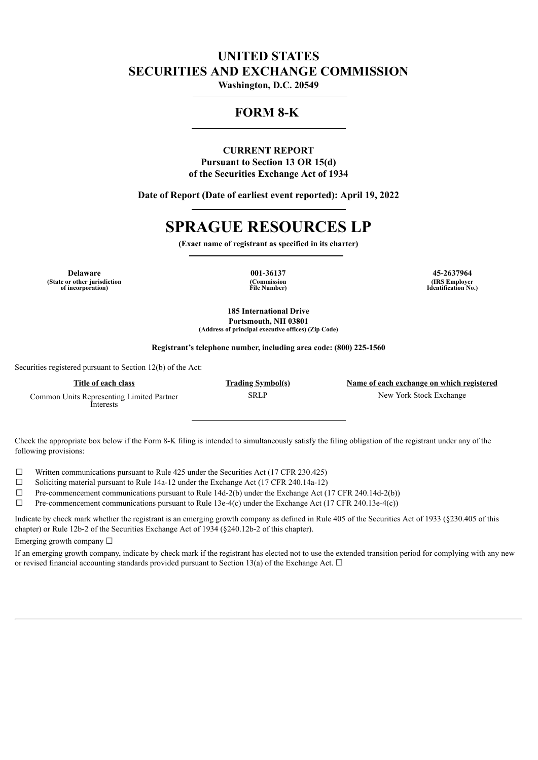# UNITED STATES
# SECURITIES AND EXCHANGE COMMISSION

**Washington, D.C. 20549**

## FORM 8-K

**CURRENT REPORT**
**Pursuant to Section 13 OR 15(d)**
**of the Securities Exchange Act of 1934**

**Date of Report (Date of earliest event reported): April 19, 2022**

# SPRAGUE RESOURCES LP

**(Exact name of registrant as specified in its charter)**

| Delaware | 001-36137 | 45-2637964 |
|---|---|---|
| (State or other jurisdiction of incorporation) | (Commission File Number) | (IRS Employer Identification No.) |

**185 International Drive**
**Portsmouth, NH 03801**
**(Address of principal executive offices) (Zip Code)**

**Registrant's telephone number, including area code: (800) 225-1560**

Securities registered pursuant to Section 12(b) of the Act:

| Title of each class | Trading Symbol(s) | Name of each exchange on which registered |
|---|---|---|
| Common Units Representing Limited Partner Interests | SRLP | New York Stock Exchange |

Check the appropriate box below if the Form 8-K filing is intended to simultaneously satisfy the filing obligation of the registrant under any of the following provisions:

☐ Written communications pursuant to Rule 425 under the Securities Act (17 CFR 230.425)

☐ Soliciting material pursuant to Rule 14a-12 under the Exchange Act (17 CFR 240.14a-12)

☐ Pre-commencement communications pursuant to Rule 14d-2(b) under the Exchange Act (17 CFR 240.14d-2(b))

☐ Pre-commencement communications pursuant to Rule 13e-4(c) under the Exchange Act (17 CFR 240.13e-4(c))

Indicate by check mark whether the registrant is an emerging growth company as defined in Rule 405 of the Securities Act of 1933 (§230.405 of this chapter) or Rule 12b-2 of the Securities Exchange Act of 1934 (§240.12b-2 of this chapter).

Emerging growth company ☐

If an emerging growth company, indicate by check mark if the registrant has elected not to use the extended transition period for complying with any new or revised financial accounting standards provided pursuant to Section 13(a) of the Exchange Act. ☐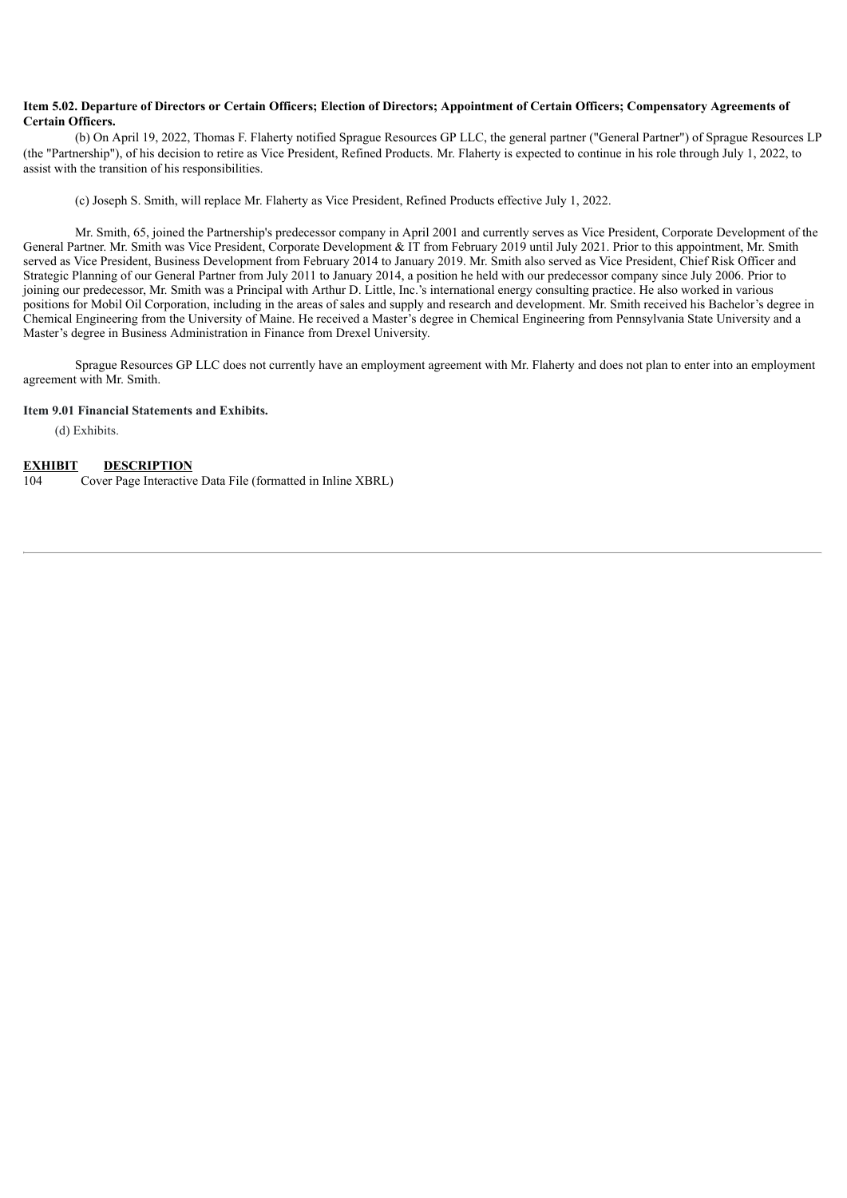**Item 5.02. Departure of Directors or Certain Officers; Election of Directors; Appointment of Certain Officers; Compensatory Agreements of Certain Officers.**

(b) On April 19, 2022, Thomas F. Flaherty notified Sprague Resources GP LLC, the general partner ("General Partner") of Sprague Resources LP (the "Partnership"), of his decision to retire as Vice President, Refined Products. Mr. Flaherty is expected to continue in his role through July 1, 2022, to assist with the transition of his responsibilities.

(c) Joseph S. Smith, will replace Mr. Flaherty as Vice President, Refined Products effective July 1, 2022.

Mr. Smith, 65, joined the Partnership's predecessor company in April 2001 and currently serves as Vice President, Corporate Development of the General Partner. Mr. Smith was Vice President, Corporate Development & IT from February 2019 until July 2021. Prior to this appointment, Mr. Smith served as Vice President, Business Development from February 2014 to January 2019. Mr. Smith also served as Vice President, Chief Risk Officer and Strategic Planning of our General Partner from July 2011 to January 2014, a position he held with our predecessor company since July 2006. Prior to joining our predecessor, Mr. Smith was a Principal with Arthur D. Little, Inc.'s international energy consulting practice. He also worked in various positions for Mobil Oil Corporation, including in the areas of sales and supply and research and development. Mr. Smith received his Bachelor's degree in Chemical Engineering from the University of Maine. He received a Master's degree in Chemical Engineering from Pennsylvania State University and a Master's degree in Business Administration in Finance from Drexel University.

Sprague Resources GP LLC does not currently have an employment agreement with Mr. Flaherty and does not plan to enter into an employment agreement with Mr. Smith.

**Item 9.01 Financial Statements and Exhibits.**

(d) Exhibits.

| EXHIBIT | DESCRIPTION |
|---|---|
| 104 | Cover Page Interactive Data File (formatted in Inline XBRL) |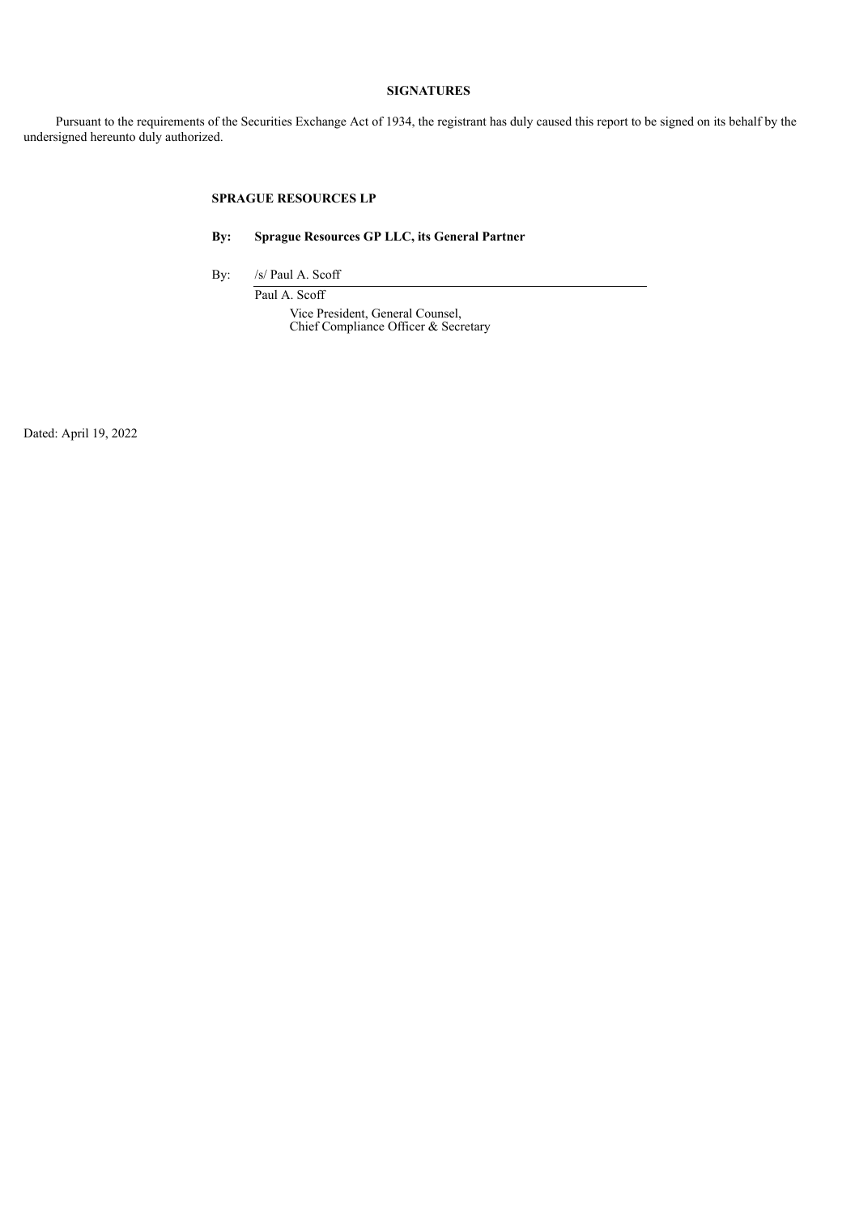**SIGNATURES**

Pursuant to the requirements of the Securities Exchange Act of 1934, the registrant has duly caused this report to be signed on its behalf by the undersigned hereunto duly authorized.

**SPRAGUE RESOURCES LP**

**By: Sprague Resources GP LLC, its General Partner**

By: /s/ Paul A. Scoff

Paul A. Scoff
Vice President, General Counsel,
Chief Compliance Officer & Secretary

Dated: April 19, 2022